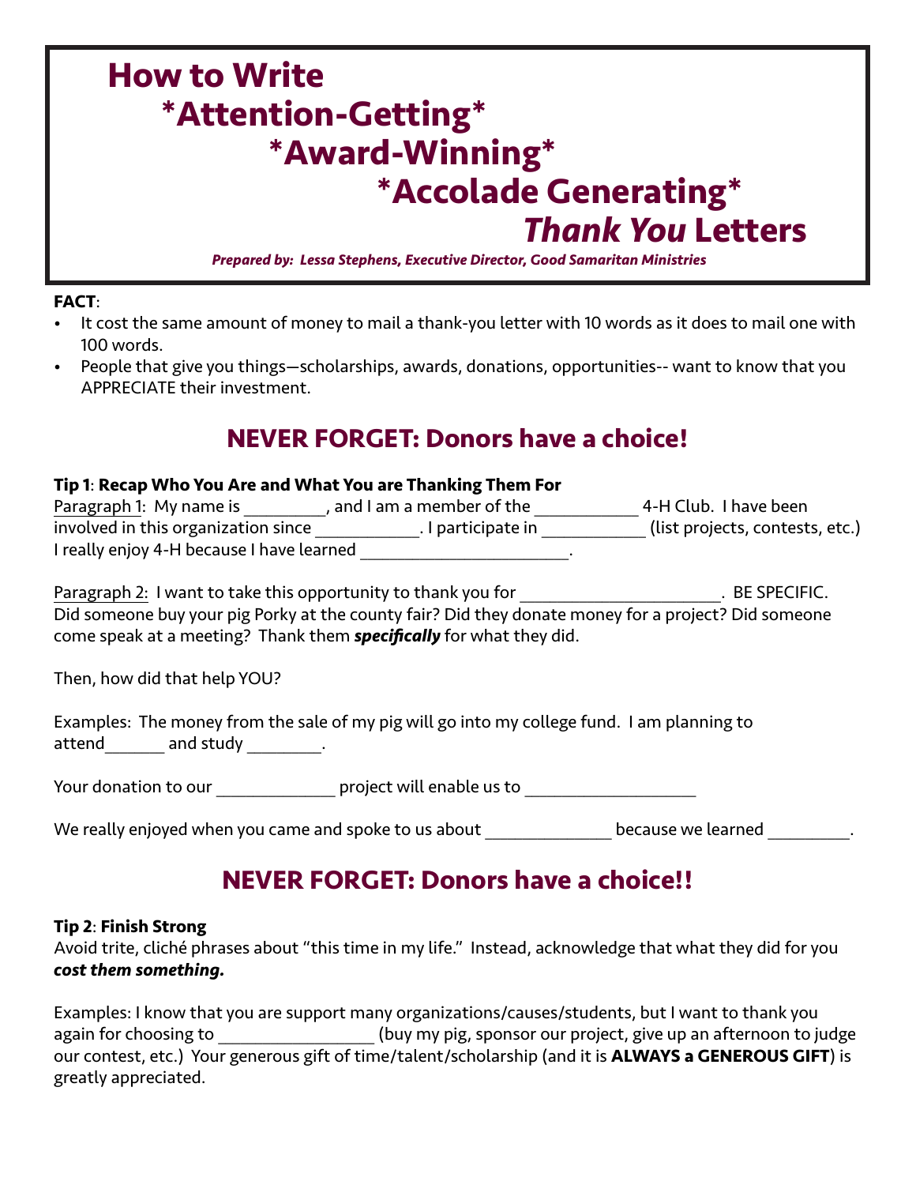# How to Write *Attention-Getting* *Award-Winning* *Accolade Generating* *Thank You* Letters

***Prepared by: Lessa Stephens, Executive Director, Good Samaritan Ministries***

**FACT**:

- It cost the same amount of money to mail a thank-you letter with 10 words as it does to mail one with 100 words.
- People that give you things—scholarships, awards, donations, opportunities-- want to know that you APPRECIATE their investment.

## NEVER FORGET: Donors have a choice!

**Tip 1**: **Recap Who You Are and What You are Thanking Them For**

Paragraph 1: My name is _________, and I am a member of the ___________ 4-H Club. I have been involved in this organization since ___________. I participate in ___________ (list projects, contests, etc.) I really enjoy 4-H because I have learned ______________________.

Paragraph 2: I want to take this opportunity to thank you for ______________________. BE SPECIFIC. Did someone buy your pig Porky at the county fair? Did they donate money for a project? Did someone come speak at a meeting? Thank them ***specifically*** for what they did.

Then, how did that help YOU?

Examples: The money from the sale of my pig will go into my college fund. I am planning to attend_______ and study ________.

Your donation to our _____________ project will enable us to __________________

We really enjoyed when you came and spoke to us about ______________ because we learned _________.

## NEVER FORGET: Donors have a choice!!

**Tip 2**: **Finish Strong**

Avoid trite, cliché phrases about "this time in my life." Instead, acknowledge that what they did for you ***cost them something.***

Examples: I know that you are support many organizations/causes/students, but I want to thank you again for choosing to _________________ (buy my pig, sponsor our project, give up an afternoon to judge our contest, etc.) Your generous gift of time/talent/scholarship (and it is **ALWAYS a GENEROUS GIFT**) is greatly appreciated.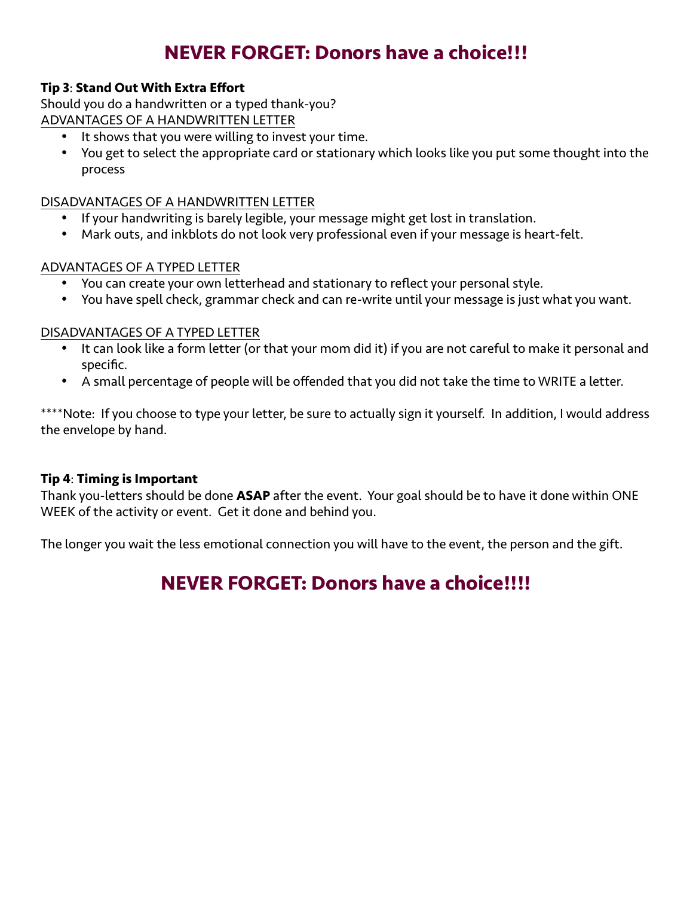## NEVER FORGET: Donors have a choice!!!

**Tip 3**: **Stand Out With Extra Effort**
Should you do a handwritten or a typed thank-you?
<u>ADVANTAGES OF A HANDWRITTEN LETTER</u>

- It shows that you were willing to invest your time.
- You get to select the appropriate card or stationary which looks like you put some thought into the process

<u>DISADVANTAGES OF A HANDWRITTEN LETTER</u>

- If your handwriting is barely legible, your message might get lost in translation.
- Mark outs, and inkblots do not look very professional even if your message is heart-felt.

<u>ADVANTAGES OF A TYPED LETTER</u>

- You can create your own letterhead and stationary to reflect your personal style.
- You have spell check, grammar check and can re-write until your message is just what you want.

<u>DISADVANTAGES OF A TYPED LETTER</u>

- It can look like a form letter (or that your mom did it) if you are not careful to make it personal and specific.
- A small percentage of people will be offended that you did not take the time to WRITE a letter.

****Note: If you choose to type your letter, be sure to actually sign it yourself. In addition, I would address the envelope by hand.

**Tip 4**: **Timing is Important**
Thank you-letters should be done **ASAP** after the event. Your goal should be to have it done within ONE WEEK of the activity or event. Get it done and behind you.

The longer you wait the less emotional connection you will have to the event, the person and the gift.

## NEVER FORGET: Donors have a choice!!!!